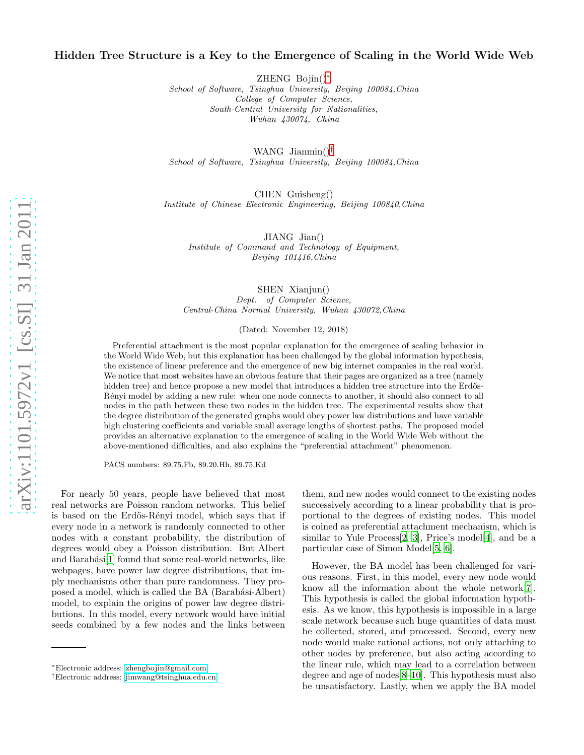# Hidden Tree Structure is a Key to the Emergence of Scaling in the World Wide Web

ZHENG Bojin()[*]
*School of Software, Tsinghua University, Beijing 100084,China*
*College of Computer Science,*
*South-Central University for Nationalities,*
*Wuhan 430074, China*

WANG Jianmin()[†]
*School of Software, Tsinghua University, Beijing 100084,China*

CHEN Guisheng()
*Institute of Chinese Electronic Engineering, Beijing 100840,China*

JIANG Jian()
*Institute of Command and Technology of Equipment,*
*Beijing 101416,China*

SHEN Xianjun()
*Dept. of Computer Science,*
*Central-China Normal University, Wuhan 430072,China*

(Dated: November 12, 2018)

Preferential attachment is the most popular explanation for the emergence of scaling behavior in the World Wide Web, but this explanation has been challenged by the global information hypothesis, the existence of linear preference and the emergence of new big internet companies in the real world. We notice that most websites have an obvious feature that their pages are organized as a tree (namely hidden tree) and hence propose a new model that introduces a hidden tree structure into the Erdős-Rényi model by adding a new rule: when one node connects to another, it should also connect to all nodes in the path between these two nodes in the hidden tree. The experimental results show that the degree distribution of the generated graphs would obey power law distributions and have variable high clustering coefficients and variable small average lengths of shortest paths. The proposed model provides an alternative explanation to the emergence of scaling in the World Wide Web without the above-mentioned difficulties, and also explains the "preferential attachment" phenomenon.

PACS numbers: 89.75.Fb, 89.20.Hh, 89.75.Kd

For nearly 50 years, people have believed that most real networks are Poisson random networks. This belief is based on the Erdős-Rényi model, which says that if every node in a network is randomly connected to other nodes with a constant probability, the distribution of degrees would obey a Poisson distribution. But Albert and Barabási[1] found that some real-world networks, like webpages, have power law degree distributions, that imply mechanisms other than pure randomness. They proposed a model, which is called the BA (Barabási-Albert) model, to explain the origins of power law degree distributions. In this model, every network would have initial seeds combined by a few nodes and the links between them, and new nodes would connect to the existing nodes successively according to a linear probability that is proportional to the degrees of existing nodes. This model is coined as preferential attachment mechanism, which is similar to Yule Process[2, 3], Price's model[4], and be a particular case of Simon Model[5, 6].

However, the BA model has been challenged for various reasons. First, in this model, every new node would know all the information about the whole network[7]. This hypothesis is called the global information hypothesis. As we know, this hypothesis is impossible in a large scale network because such huge quantities of data must be collected, stored, and processed. Second, every new node would make rational actions, not only attaching to other nodes by preference, but also acting according to the linear rule, which may lead to a correlation between degree and age of nodes[8–10]. This hypothesis must also be unsatisfactory. Lastly, when we apply the BA model

[*]Electronic address: zhengbojin@gmail.com
[†]Electronic address: jimwang@tsinghua.edu.cn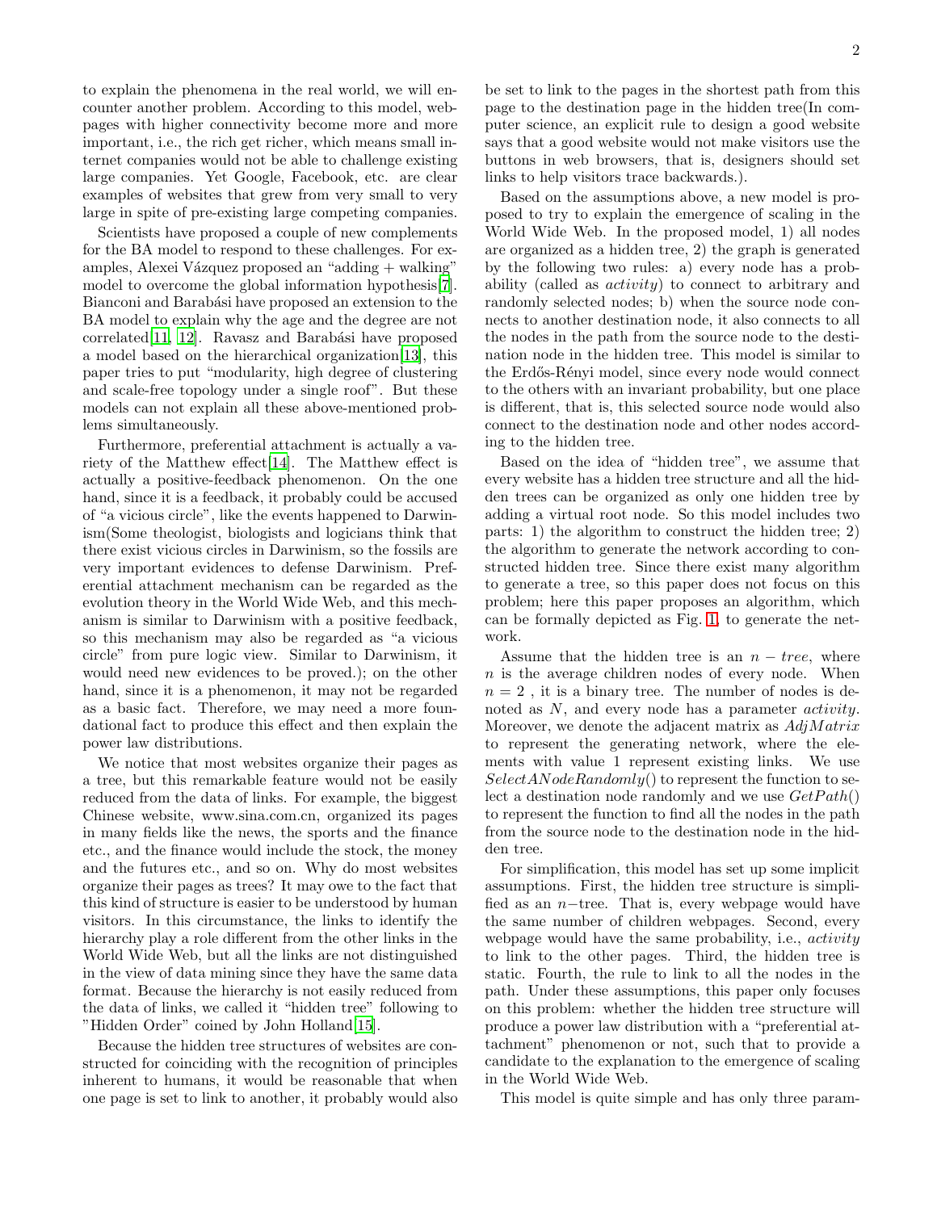to explain the phenomena in the real world, we will encounter another problem. According to this model, webpages with higher connectivity become more and more important, i.e., the rich get richer, which means small internet companies would not be able to challenge existing large companies. Yet Google, Facebook, etc. are clear examples of websites that grew from very small to very large in spite of pre-existing large competing companies.

Scientists have proposed a couple of new complements for the BA model to respond to these challenges. For examples, Alexei Vázquez proposed an "adding + walking" model to overcome the global information hypothesis[7]. Bianconi and Barabási have proposed an extension to the BA model to explain why the age and the degree are not correlated[11, 12]. Ravasz and Barabási have proposed a model based on the hierarchical organization[13], this paper tries to put "modularity, high degree of clustering and scale-free topology under a single roof". But these models can not explain all these above-mentioned problems simultaneously.

Furthermore, preferential attachment is actually a variety of the Matthew effect[14]. The Matthew effect is actually a positive-feedback phenomenon. On the one hand, since it is a feedback, it probably could be accused of "a vicious circle", like the events happened to Darwinism(Some theologist, biologists and logicians think that there exist vicious circles in Darwinism, so the fossils are very important evidences to defense Darwinism. Preferential attachment mechanism can be regarded as the evolution theory in the World Wide Web, and this mechanism is similar to Darwinism with a positive feedback, so this mechanism may also be regarded as "a vicious circle" from pure logic view. Similar to Darwinism, it would need new evidences to be proved.); on the other hand, since it is a phenomenon, it may not be regarded as a basic fact. Therefore, we may need a more foundational fact to produce this effect and then explain the power law distributions.

We notice that most websites organize their pages as a tree, but this remarkable feature would not be easily reduced from the data of links. For example, the biggest Chinese website, www.sina.com.cn, organized its pages in many fields like the news, the sports and the finance etc., and the finance would include the stock, the money and the futures etc., and so on. Why do most websites organize their pages as trees? It may owe to the fact that this kind of structure is easier to be understood by human visitors. In this circumstance, the links to identify the hierarchy play a role different from the other links in the World Wide Web, but all the links are not distinguished in the view of data mining since they have the same data format. Because the hierarchy is not easily reduced from the data of links, we called it "hidden tree" following to "Hidden Order" coined by John Holland[15].

Because the hidden tree structures of websites are constructed for coinciding with the recognition of principles inherent to humans, it would be reasonable that when one page is set to link to another, it probably would also be set to link to the pages in the shortest path from this page to the destination page in the hidden tree(In computer science, an explicit rule to design a good website says that a good website would not make visitors use the buttons in web browsers, that is, designers should set links to help visitors trace backwards.).

Based on the assumptions above, a new model is proposed to try to explain the emergence of scaling in the World Wide Web. In the proposed model, 1) all nodes are organized as a hidden tree, 2) the graph is generated by the following two rules: a) every node has a probability (called as *activity*) to connect to arbitrary and randomly selected nodes; b) when the source node connects to another destination node, it also connects to all the nodes in the path from the source node to the destination node in the hidden tree. This model is similar to the Erdős-Rényi model, since every node would connect to the others with an invariant probability, but one place is different, that is, this selected source node would also connect to the destination node and other nodes according to the hidden tree.

Based on the idea of "hidden tree", we assume that every website has a hidden tree structure and all the hidden trees can be organized as only one hidden tree by adding a virtual root node. So this model includes two parts: 1) the algorithm to construct the hidden tree; 2) the algorithm to generate the network according to constructed hidden tree. Since there exist many algorithm to generate a tree, so this paper does not focus on this problem; here this paper proposes an algorithm, which can be formally depicted as Fig. 1, to generate the network.

Assume that the hidden tree is an $n-tree$, where $n$ is the average children nodes of every node. When $n = 2$ , it is a binary tree. The number of nodes is denoted as $N$, and every node has a parameter *activity*. Moreover, we denote the adjacent matrix as $AdjMatrix$ to represent the generating network, where the elements with value 1 represent existing links. We use $SelectANodeRandomly()$ to represent the function to select a destination node randomly and we use $GetPath()$ to represent the function to find all the nodes in the path from the source node to the destination node in the hidden tree.

For simplification, this model has set up some implicit assumptions. First, the hidden tree structure is simplified as an $n-$tree. That is, every webpage would have the same number of children webpages. Second, every webpage would have the same probability, i.e., *activity* to link to the other pages. Third, the hidden tree is static. Fourth, the rule to link to all the nodes in the path. Under these assumptions, this paper only focuses on this problem: whether the hidden tree structure will produce a power law distribution with a "preferential attachment" phenomenon or not, such that to provide a candidate to the explanation to the emergence of scaling in the World Wide Web.

This model is quite simple and has only three param-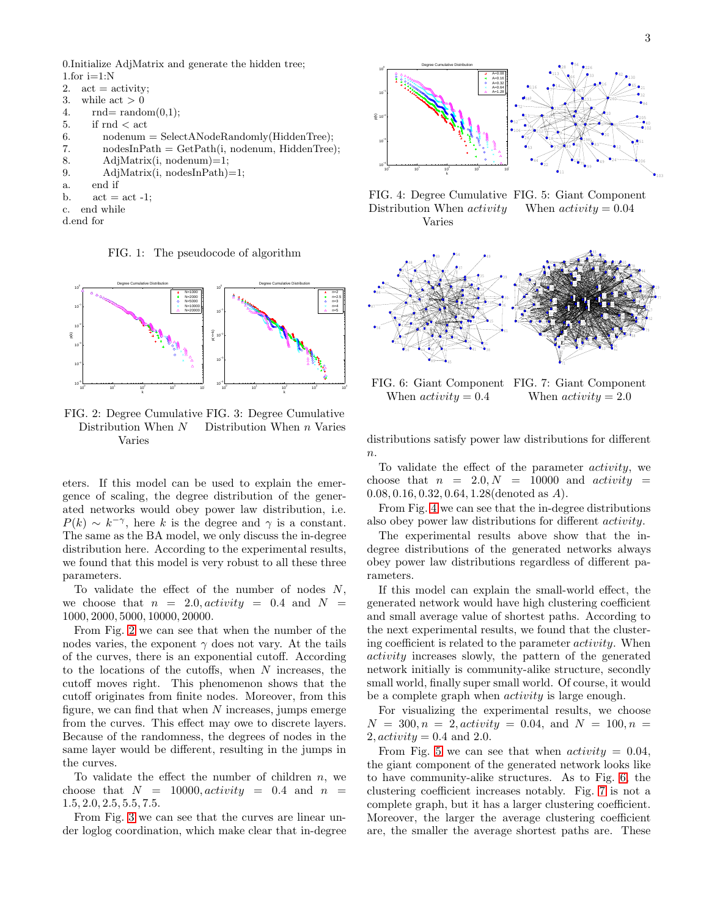```
0.Initialize AdjMatrix and generate the hidden tree;
1.for i=1:N
2.    act = activity;
3.    while act > 0
4.        rnd= random(0,1);
5.        if rnd < act
6.            nodenum = SelectANodeRandomly(HiddenTree);
7.            nodesInPath = GetPath(i, nodenum, HiddenTree);
8.            AdjMatrix(i, nodenum)=1;
9.            AdjMatrix(i, nodesInPath)=1;
a.        end if
b.        act = act -1;
c.    end while
d.end for
```

FIG. 1: The pseudocode of algorithm

FIG. 2: Degree Cumulative Distribution When $N$ Varies

FIG. 3: Degree Cumulative Distribution When $n$ Varies

eters. If this model can be used to explain the emergence of scaling, the degree distribution of the generated networks would obey power law distribution, i.e. $P(k) \sim k^{-\gamma}$, here $k$ is the degree and $\gamma$ is a constant. The same as the BA model, we only discuss the in-degree distribution here. According to the experimental results, we found that this model is very robust to all these three parameters.

To validate the effect of the number of nodes $N$, we choose that $n = 2.0, activity = 0.4$ and $N = 1000, 2000, 5000, 10000, 20000$.

From Fig. 2 we can see that when the number of the nodes varies, the exponent $\gamma$ does not vary. At the tails of the curves, there is an exponential cutoff. According to the locations of the cutoffs, when $N$ increases, the cutoff moves right. This phenomenon shows that the cutoff originates from finite nodes. Moreover, from this figure, we can find that when $N$ increases, jumps emerge from the curves. This effect may owe to discrete layers. Because of the randomness, the degrees of nodes in the same layer would be different, resulting in the jumps in the curves.

To validate the effect the number of children $n$, we choose that $N = 10000, activity = 0.4$ and $n = 1.5, 2.0, 2.5, 5.5, 7.5$.

From Fig. 3 we can see that the curves are linear under loglog coordination, which make clear that in-degree distributions satisfy power law distributions for different $n$.

FIG. 4: Degree Cumulative Distribution When *activity* Varies

FIG. 5: Giant Component When $activity = 0.04$

FIG. 6: Giant Component When $activity = 0.4$

FIG. 7: Giant Component When $activity = 2.0$

To validate the effect of the parameter *activity*, we choose that $n = 2.0, N = 10000$ and $activity = 0.08, 0.16, 0.32, 0.64, 1.28$(denoted as $A$).

From Fig. 4 we can see that the in-degree distributions also obey power law distributions for different *activity*.

The experimental results above show that the in-degree distributions of the generated networks always obey power law distributions regardless of different parameters.

If this model can explain the small-world effect, the generated network would have high clustering coefficient and small average value of shortest paths. According to the next experimental results, we found that the clustering coefficient is related to the parameter *activity*. When *activity* increases slowly, the pattern of the generated network initially is community-alike structure, secondly small world, finally super small world. Of course, it would be a complete graph when *activity* is large enough.

For visualizing the experimental results, we choose $N = 300, n = 2, activity = 0.04$, and $N = 100, n = 2, activity = 0.4$ and 2.0.

From Fig. 5 we can see that when $activity = 0.04$, the giant component of the generated network looks like to have community-alike structures. As to Fig. 6, the clustering coefficient increases notably. Fig. 7 is not a complete graph, but it has a larger clustering coefficient. Moreover, the larger the average clustering coefficient are, the smaller the average shortest paths are. These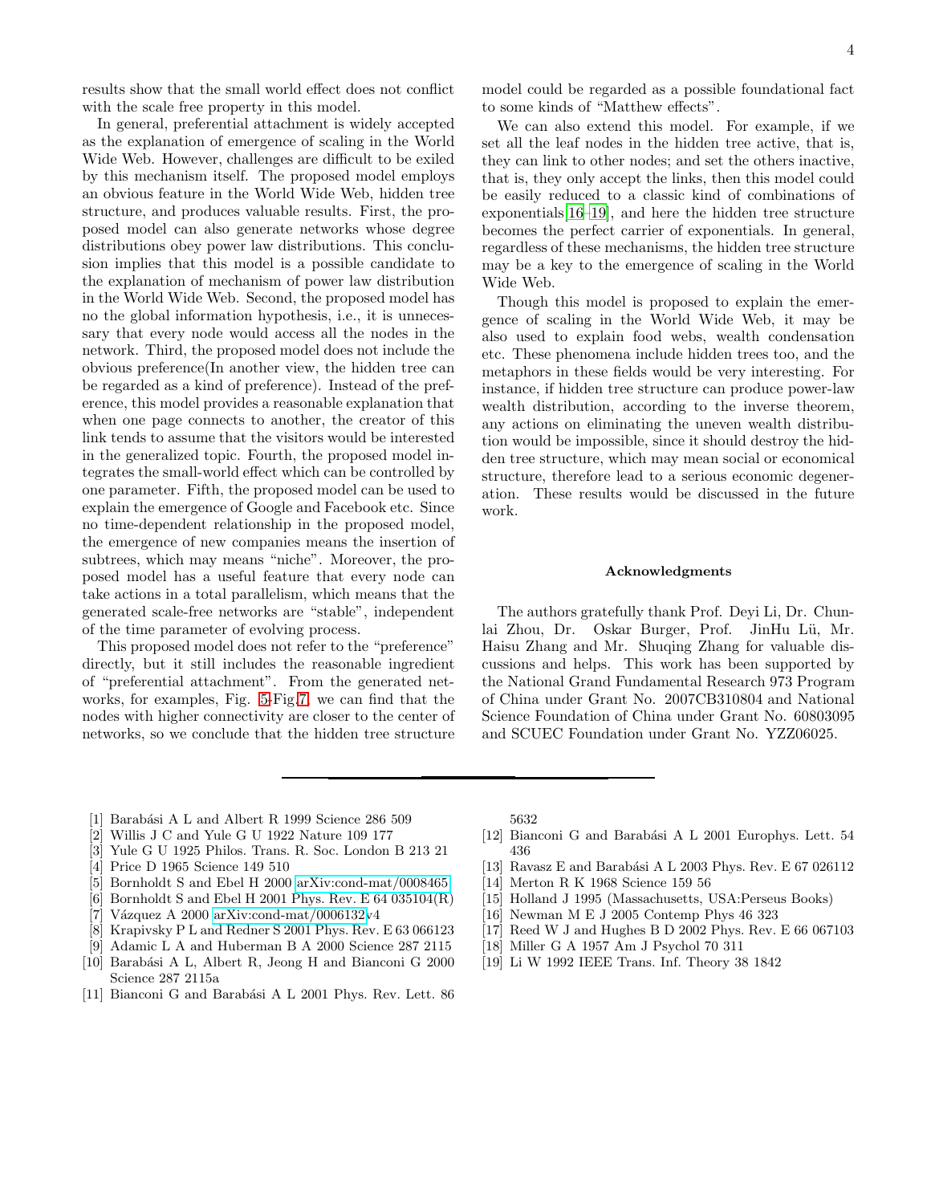results show that the small world effect does not conflict with the scale free property in this model.

In general, preferential attachment is widely accepted as the explanation of emergence of scaling in the World Wide Web. However, challenges are difficult to be exiled by this mechanism itself. The proposed model employs an obvious feature in the World Wide Web, hidden tree structure, and produces valuable results. First, the proposed model can also generate networks whose degree distributions obey power law distributions. This conclusion implies that this model is a possible candidate to the explanation of mechanism of power law distribution in the World Wide Web. Second, the proposed model has no the global information hypothesis, i.e., it is unnecessary that every node would access all the nodes in the network. Third, the proposed model does not include the obvious preference(In another view, the hidden tree can be regarded as a kind of preference). Instead of the preference, this model provides a reasonable explanation that when one page connects to another, the creator of this link tends to assume that the visitors would be interested in the generalized topic. Fourth, the proposed model integrates the small-world effect which can be controlled by one parameter. Fifth, the proposed model can be used to explain the emergence of Google and Facebook etc. Since no time-dependent relationship in the proposed model, the emergence of new companies means the insertion of subtrees, which may means "niche". Moreover, the proposed model has a useful feature that every node can take actions in a total parallelism, which means that the generated scale-free networks are "stable", independent of the time parameter of evolving process.

This proposed model does not refer to the "preference" directly, but it still includes the reasonable ingredient of "preferential attachment". From the generated networks, for examples, Fig. 5-Fig.7, we can find that the nodes with higher connectivity are closer to the center of networks, so we conclude that the hidden tree structure model could be regarded as a possible foundational fact to some kinds of "Matthew effects".

We can also extend this model. For example, if we set all the leaf nodes in the hidden tree active, that is, they can link to other nodes; and set the others inactive, that is, they only accept the links, then this model could be easily reduced to a classic kind of combinations of exponentials[16–19], and here the hidden tree structure becomes the perfect carrier of exponentials. In general, regardless of these mechanisms, the hidden tree structure may be a key to the emergence of scaling in the World Wide Web.

Though this model is proposed to explain the emergence of scaling in the World Wide Web, it may be also used to explain food webs, wealth condensation etc. These phenomena include hidden trees too, and the metaphors in these fields would be very interesting. For instance, if hidden tree structure can produce power-law wealth distribution, according to the inverse theorem, any actions on eliminating the uneven wealth distribution would be impossible, since it should destroy the hidden tree structure, which may mean social or economical structure, therefore lead to a serious economic degeneration. These results would be discussed in the future work.

## Acknowledgments

The authors gratefully thank Prof. Deyi Li, Dr. Chunlai Zhou, Dr. Oskar Burger, Prof. JinHu Lü, Mr. Haisu Zhang and Mr. Shuqing Zhang for valuable discussions and helps. This work has been supported by the National Grand Fundamental Research 973 Program of China under Grant No. 2007CB310804 and National Science Foundation of China under Grant No. 60803095 and SCUEC Foundation under Grant No. YZZ06025.

---

[1] Barabási A L and Albert R 1999 Science 286 509
[2] Willis J C and Yule G U 1922 Nature 109 177
[3] Yule G U 1925 Philos. Trans. R. Soc. London B 213 21
[4] Price D 1965 Science 149 510
[5] Bornholdt S and Ebel H 2000 arXiv:cond-mat/0008465
[6] Bornholdt S and Ebel H 2001 Phys. Rev. E 64 035104(R)
[7] Vázquez A 2000 arXiv:cond-mat/0006132v4
[8] Krapivsky P L and Redner S 2001 Phys. Rev. E 63 066123
[9] Adamic L A and Huberman B A 2000 Science 287 2115
[10] Barabási A L, Albert R, Jeong H and Bianconi G 2000 Science 287 2115a
[11] Bianconi G and Barabási A L 2001 Phys. Rev. Lett. 86 5632
[12] Bianconi G and Barabási A L 2001 Europhys. Lett. 54 436
[13] Ravasz E and Barabási A L 2003 Phys. Rev. E 67 026112
[14] Merton R K 1968 Science 159 56
[15] Holland J 1995 (Massachusetts, USA:Perseus Books)
[16] Newman M E J 2005 Contemp Phys 46 323
[17] Reed W J and Hughes B D 2002 Phys. Rev. E 66 067103
[18] Miller G A 1957 Am J Psychol 70 311
[19] Li W 1992 IEEE Trans. Inf. Theory 38 1842